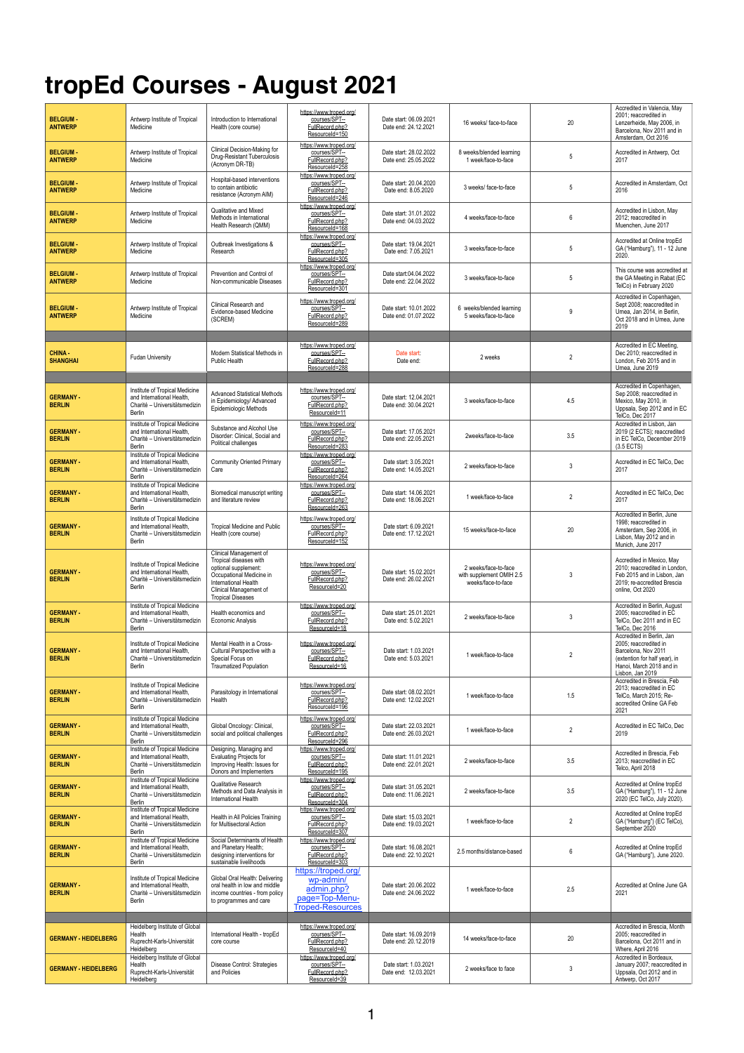# tropEd Courses - August 2021

| | | | | | | | |
|---|---|---|---|---|---|---|---|
| **BELGIUM - ANTWERP** | Antwerp Institute of Tropical Medicine | Introduction to International Health (core course) | https://www.troped.org/courses/SPT--FullRecord.php?ResourceId=150 | Date start: 06.09.2021 Date end: 24.12.2021 | 16 weeks/ face-to-face | 20 | Accredited in Valencia, May 2001; reaccredited in Lenzerheide, May 2006, in Barcelona, Nov 2011 and in Amsterdam, Oct 2016 |
| **BELGIUM - ANTWERP** | Antwerp Institute of Tropical Medicine | Clinical Decision-Making for Drug-Resistant Tuberculosis (Acronym DR-TB) | https://www.troped.org/courses/SPT--FullRecord.php?ResourceId=258 | Date start: 28.02.2022 Date end: 25.05.2022 | 8 weeks/blended learning 1 week/face-to-face | 5 | Accredited in Antwerp, Oct 2017 |
| **BELGIUM - ANTWERP** | Antwerp Institute of Tropical Medicine | Hospital-based interventions to contain antibiotic resistance (Acronym AIM) | https://www.troped.org/courses/SPT--FullRecord.php?ResourceId=246 | Date start: 20.04.2020 Date end: 8.05.2020 | 3 weeks/ face-to-face | 5 | Accredited in Amsterdam, Oct 2016 |
| **BELGIUM - ANTWERP** | Antwerp Institute of Tropical Medicine | Qualitative and Mixed Methods in International Health Research (QMM) | https://www.troped.org/courses/SPT--FullRecord.php?ResourceId=168 | Date start: 31.01.2022 Date end: 04.03.2022 | 4 weeks/face-to-face | 6 | Accredited in Lisbon, May 2012; reaccredited in Muenchen, June 2017 |
| **BELGIUM - ANTWERP** | Antwerp Institute of Tropical Medicine | Outbreak Investigations & Research | https://www.troped.org/courses/SPT--FullRecord.php?ResourceId=305 | Date start: 19.04.2021 Date end: 7.05.2021 | 3 weeks/face-to-face | 5 | Accredited at Online tropEd GA ("Hamburg"), 11 - 12 June 2020. |
| **BELGIUM - ANTWERP** | Antwerp Institute of Tropical Medicine | Prevention and Control of Non-communicable Diseases | https://www.troped.org/courses/SPT--FullRecord.php?ResourceId=301 | Date start:04.04.2022 Date end: 22.04.2022 | 3 weeks/face-to-face | 5 | This course was accredited at the GA Meeting in Rabat (EC TelCo) in February 2020 |
| **BELGIUM - ANTWERP** | Antwerp Institute of Tropical Medicine | Clinical Research and Evidence-based Medicine (SCREM) | https://www.troped.org/courses/SPT--FullRecord.php?ResourceId=289 | Date start: 10.01.2022 Date end: 01.07.2022 | 6 weeks/blended learning 5 weeks/face-to-face | 9 | Accredited in Copenhagen, Sept 2008; reaccredited in Umea, Jan 2014, in Berlin, Oct 2018 and in Umea, June 2019 |
| | | | | | | | |
| **CHINA - SHANGHAI** | Fudan University | Modern Statistical Methods in Public Health | https://www.troped.org/courses/SPT--FullRecord.php?ResourceId=288 | Date start: Date end: | 2 weeks | 2 | Accredited in EC Meeting, Dec 2010; reaccredited in London, Feb 2015 and in Umea, June 2019 |
| | | | | | | | |
| **GERMANY - BERLIN** | Institute of Tropical Medicine and International Health, Charité – Universitätsmedizin Berlin | Advanced Statistical Methods in Epidemiology/ Advanced Epidemiologic Methods | https://www.troped.org/courses/SPT--FullRecord.php?ResourceId=11 | Date start: 12.04.2021 Date end: 30.04.2021 | 3 weeks/face-to-face | 4.5 | Accredited in Copenhagen, Sep 2008; reaccredited in Mexico, May 2010, in Uppsala, Sep 2012 and in EC TelCo, Dec 2017 |
| **GERMANY - BERLIN** | Institute of Tropical Medicine and International Health, Charité – Universitätsmedizin Berlin | Substance and Alcohol Use Disorder: Clinical, Social and Political challenges | https://www.troped.org/courses/SPT--FullRecord.php?ResourceId=283 | Date start: 17.05.2021 Date end: 22.05.2021 | 2weeks/face-to-face | 3.5 | Accredited in Lisbon, Jan 2019 (2 ECTS); reaccredited in EC TelCo, December 2019 (3.5 ECTS) |
| **GERMANY - BERLIN** | Institute of Tropical Medicine and International Health, Charité – Universitätsmedizin Berlin | Community Oriented Primary Care | https://www.troped.org/courses/SPT--FullRecord.php?ResourceId=264 | Date start: 3.05.2021 Date end: 14.05.2021 | 2 weeks/face-to-face | 3 | Accredited in EC TelCo, Dec 2017 |
| **GERMANY - BERLIN** | Institute of Tropical Medicine and International Health, Charité – Universitätsmedizin Berlin | Biomedical manuscript writing and literature review | https://www.troped.org/courses/SPT--FullRecord.php?ResourceId=263 | Date start: 14.06.2021 Date end: 18.06.2021 | 1 week/face-to-face | 2 | Accredited in EC TelCo, Dec 2017 |
| **GERMANY - BERLIN** | Institute of Tropical Medicine and International Health, Charité – Universitätsmedizin Berlin | Tropical Medicine and Public Health (core course) | https://www.troped.org/courses/SPT--FullRecord.php?ResourceId=152 | Date start: 6.09.2021 Date end: 17.12.2021 | 15 weeks/face-to-face | 20 | Accredited in Berlin, June 1998; reaccredited in Amsterdam, Sep 2006, in Lisbon, May 2012 and in Munich, June 2017 |
| **GERMANY - BERLIN** | Institute of Tropical Medicine and International Health, Charité – Universitätsmedizin Berlin | Clinical Management of Tropical diseases with optional supplement: Occupational Medicine in International Health Clinical Management of Tropical Diseases | https://www.troped.org/courses/SPT--FullRecord.php?ResourceId=20 | Date start: 15.02.2021 Date end: 26.02.2021 | 2 weeks/face-to-face with supplement OMIH 2.5 weeks/face-to-face | 3 | Accredited in Mexico, May 2010; reaccredited in London, Feb 2015 and in Lisbon, Jan 2019; re-accredited Brescia online, Oct 2020 |
| **GERMANY - BERLIN** | Institute of Tropical Medicine and International Health, Charité – Universitätsmedizin Berlin | Health economics and Economic Analysis | https://www.troped.org/courses/SPT--FullRecord.php?ResourceId=18 | Date start: 25.01.2021 Date end: 5.02.2021 | 2 weeks/face-to-face | 3 | Accredited in Berlin, August 2005; reaccredited in EC TelCo, Dec 2011 and in EC TelCo, Dec 2016 |
| **GERMANY - BERLIN** | Institute of Tropical Medicine and International Health, Charité – Universitätsmedizin Berlin | Mental Health in a Cross-Cultural Perspective with a Special Focus on Traumatized Population | https://www.troped.org/courses/SPT--FullRecord.php?ResourceId=16 | Date start: 1.03.2021 Date end: 5.03.2021 | 1 week/face-to-face | 2 | Accredited in Berlin, Jan 2005; reaccredited in Barcelona, Nov 2011 (extention for half year), in Hanoi, March 2018 and in Lisbon, Jan 2019 |
| **GERMANY - BERLIN** | Institute of Tropical Medicine and International Health, Charité – Universitätsmedizin Berlin | Parasitology in International Health | https://www.troped.org/courses/SPT--FullRecord.php?ResourceId=196 | Date start: 08.02.2021 Date end: 12.02.2021 | 1 week/face-to-face | 1.5 | Accredited in Brescia, Feb 2013; reaccredited in EC TelCo, March 2015; Re-accredited Online GA Feb 2021 |
| **GERMANY - BERLIN** | Institute of Tropical Medicine and International Health, Charité – Universitätsmedizin Berlin | Global Oncology: Clinical, social and political challenges | https://www.troped.org/courses/SPT--FullRecord.php?ResourceId=296 | Date start: 22.03.2021 Date end: 26.03.2021 | 1 week/face-to-face | 2 | Accredited in EC TelCo, Dec 2019 |
| **GERMANY - BERLIN** | Institute of Tropical Medicine and International Health, Charité – Universitätsmedizin Berlin | Designing, Managing and Evaluating Projects for Improving Health: Issues for Donors and Implementers | https://www.troped.org/courses/SPT--FullRecord.php?ResourceId=195 | Date start: 11.01.2021 Date end: 22.01.2021 | 2 weeks/face-to-face | 3.5 | Accredited in Brescia, Feb 2013; reaccredited in EC Telco, April 2018 |
| **GERMANY - BERLIN** | Institute of Tropical Medicine and International Health, Charité – Universitätsmedizin Berlin | Qualitative Research Methods and Data Analysis in International Health | https://www.troped.org/courses/SPT--FullRecord.php?ResourceId=304 | Date start: 31.05.2021 Date end: 11.06.2021 | 2 weeks/face-to-face | 3.5 | Accredited at Online tropEd GA ("Hamburg"), 11 - 12 June 2020 (EC TelCo, July 2020). |
| **GERMANY - BERLIN** | Institute of Tropical Medicine and International Health, Charité – Universitätsmedizin Berlin | Health in All Policies Training for Multisectoral Action | https://www.troped.org/courses/SPT--FullRecord.php?ResourceId=307 | Date start: 15.03.2021 Date end: 19.03.2021 | 1 week/face-to-face | 2 | Accredited at Online tropEd GA ("Hamburg") (EC TelCo), September 2020 |
| **GERMANY - BERLIN** | Institute of Tropical Medicine and International Health, Charité – Universitätsmedizin Berlin | Social Determinants of Health and Planetary Health; designing interventions for sustainable livelihoods | https://www.troped.org/courses/SPT--FullRecord.php?ResourceId=303 | Date start: 16.08.2021 Date end: 22.10.2021 | 2.5 months/distance-based | 6 | Accredited at Online tropEd GA ("Hamburg"), June 2020. |
| **GERMANY - BERLIN** | Institute of Tropical Medicine and International Health, Charité – Universitätsmedizin Berlin | Global Oral Health: Delivering oral health in low and middle income countries - from policy to programmes and care | https://troped.org/wp-admin/admin.php?page=Top-Menu-Troped-Resources | Date start: 20.06.2022 Date end: 24.06.2022 | 1 week/face-to-face | 2.5 | Accredited at Online June GA 2021 |
| | | | | | | | |
| **GERMANY - HEIDELBERG** | Heidelberg Institute of Global Health Ruprecht-Karls-Universität Heidelberg | International Health - tropEd core course | https://www.troped.org/courses/SPT--FullRecord.php?ResourceId=40 | Date start: 16.09.2019 Date end: 20.12.2019 | 14 weeks/face-to-face | 20 | Accredited in Brescia, Month 2005; reaccredited in Barcelona, Oct 2011 and in Where, April 2016 |
| **GERMANY - HEIDELBERG** | Heidelberg Institute of Global Health Ruprecht-Karls-Universität Heidelberg | Disease Control: Strategies and Policies | https://www.troped.org/courses/SPT--FullRecord.php?ResourceId=39 | Date start: 1.03.2021 Date end: 12.03.2021 | 2 weeks/face to face | 3 | Accredited in Bordeaux, January 2007; reaccredited in Uppsala, Oct 2012 and in Antwerp, Oct 2017 |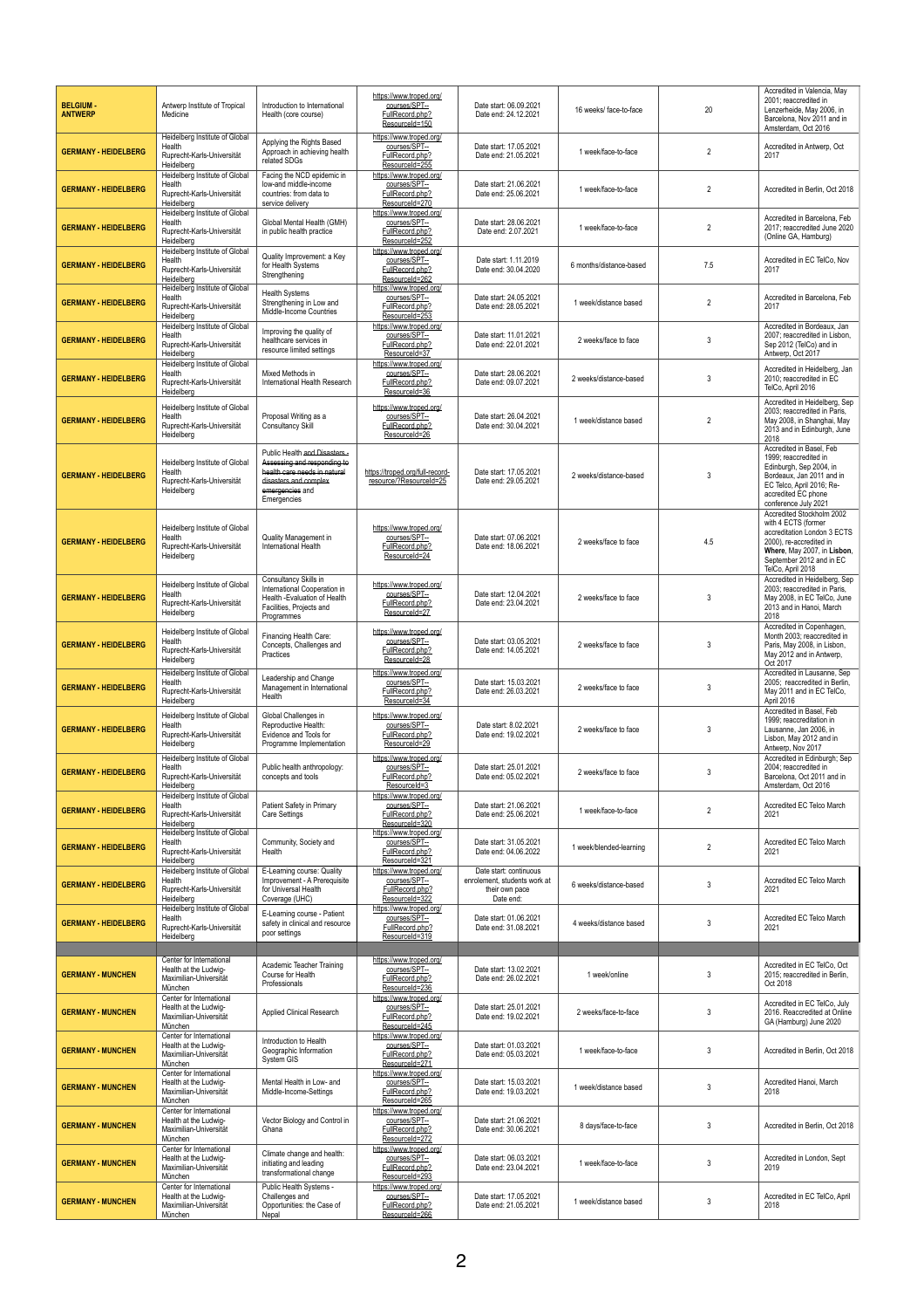| | | | | | | | |
|---|---|---|---|---|---|---|---|
| **BELGIUM - ANTWERP** | Antwerp Institute of Tropical Medicine | Introduction to International Health (core course) | https://www.troped.org/courses/SPT--FullRecord.php?ResourceId=150 | Date start: 06.09.2021 Date end: 24.12.2021 | 16 weeks/ face-to-face | 20 | Accredited in Valencia, May 2001; reaccredited in Lenzerheide, May 2006, in Barcelona, Nov 2011 and in Amsterdam, Oct 2016 |
| **GERMANY - HEIDELBERG** | Heidelberg Institute of Global Health Ruprecht-Karls-Universität Heidelberg | Applying the Rights Based Approach in achieving health related SDGs | https://www.troped.org/courses/SPT--FullRecord.php?ResourceId=255 | Date start: 17.05.2021 Date end: 21.05.2021 | 1 week/face-to-face | 2 | Accredited in Antwerp, Oct 2017 |
| **GERMANY - HEIDELBERG** | Heidelberg Institute of Global Health Ruprecht-Karls-Universität Heidelberg | Facing the NCD epidemic in low-and middle-income countries: from data to service delivery | https://www.troped.org/courses/SPT--FullRecord.php?ResourceId=270 | Date start: 21.06.2021 Date end: 25.06.2021 | 1 week/face-to-face | 2 | Accredited in Berlin, Oct 2018 |
| **GERMANY - HEIDELBERG** | Heidelberg Institute of Global Health Ruprecht-Karls-Universität Heidelberg | Global Mental Health (GMH) in public health practice | https://www.troped.org/courses/SPT--FullRecord.php?ResourceId=252 | Date start: 28.06.2021 Date end: 2.07.2021 | 1 week/face-to-face | 2 | Accredited in Barcelona, Feb 2017; reaccredited June 2020 (Online GA, Hamburg) |
| **GERMANY - HEIDELBERG** | Heidelberg Institute of Global Health Ruprecht-Karls-Universität Heidelberg | Quality Improvement: a Key for Health Systems Strengthening | https://www.troped.org/courses/SPT--FullRecord.php?ResourceId=262 | Date start: 1.11.2019 Date end: 30.04.2020 | 6 months/distance-based | 7.5 | Accredited in EC TelCo, Nov 2017 |
| **GERMANY - HEIDELBERG** | Heidelberg Institute of Global Health Ruprecht-Karls-Universität Heidelberg | Health Systems Strengthening in Low and Middle-Income Countries | https://www.troped.org/courses/SPT--FullRecord.php?ResourceId=253 | Date start: 24.05.2021 Date end: 28.05.2021 | 1 week/distance based | 2 | Accredited in Barcelona, Feb 2017 |
| **GERMANY - HEIDELBERG** | Heidelberg Institute of Global Health Ruprecht-Karls-Universität Heidelberg | Improving the quality of healthcare services in resource limited settings | https://www.troped.org/courses/SPT--FullRecord.php?ResourceId=37 | Date start: 11.01.2021 Date end: 22.01.2021 | 2 weeks/face to face | 3 | Accredited in Bordeaux, Jan 2007; reaccredited in Lisbon, Sep 2012 (TelCo) and in Antwerp, Oct 2017 |
| **GERMANY - HEIDELBERG** | Heidelberg Institute of Global Health Ruprecht-Karls-Universität Heidelberg | Mixed Methods in International Health Research | https://www.troped.org/courses/SPT--FullRecord.php?ResourceId=36 | Date start: 28.06.2021 Date end: 09.07.2021 | 2 weeks/distance-based | 3 | Accredited in Heidelberg, Jan 2010; reaccredited in EC TelCo, April 2016 |
| **GERMANY - HEIDELBERG** | Heidelberg Institute of Global Health Ruprecht-Karls-Universität Heidelberg | Proposal Writing as a Consultancy Skill | https://www.troped.org/courses/SPT--FullRecord.php?ResourceId=26 | Date start: 26.04.2021 Date end: 30.04.2021 | 1 week/distance based | 2 | Accredited in Heidelberg, Sep 2003; reaccredited in Paris, May 2008, in Shanghai, May 2013 and in Edinburgh, June 2018 |
| **GERMANY - HEIDELBERG** | Heidelberg Institute of Global Health Ruprecht-Karls-Universität Heidelberg | Public Health ~~and Disasters - Assessing and responding to health care needs in natural disasters and complex emergencies~~ and Emergencies | https://troped.org/full-record-resource/?ResourceId=25 | Date start: 17.05.2021 Date end: 29.05.2021 | 2 weeks/distance-based | 3 | Accredited in Basel, Feb 1999; reaccredited in Edinburgh, Sep 2004, in Bordeaux, Jan 2011 and in EC Telco, April 2016; Re-accredited EC phone conference July 2021 |
| **GERMANY - HEIDELBERG** | Heidelberg Institute of Global Health Ruprecht-Karls-Universität Heidelberg | Quality Management in International Health | https://www.troped.org/courses/SPT--FullRecord.php?ResourceId=24 | Date start: 07.06.2021 Date end: 18.06.2021 | 2 weeks/face to face | 4.5 | Accredited Stockholm 2002 with 4 ECTS (former accreditation London 3 ECTS 2000), re-accredited in **Where**, May 2007, in **Lisbon**, September 2012 and in EC TelCo, April 2018 |
| **GERMANY - HEIDELBERG** | Heidelberg Institute of Global Health Ruprecht-Karls-Universität Heidelberg | Consultancy Skills in International Cooperation in Health -Evaluation of Health Facilities, Projects and Programmes | https://www.troped.org/courses/SPT--FullRecord.php?ResourceId=27 | Date start: 12.04.2021 Date end: 23.04.2021 | 2 weeks/face to face | 3 | Accredited in Heidelberg, Sep 2003; reaccredited in Paris, May 2008, in EC TelCo, June 2013 and in Hanoi, March 2018 |
| **GERMANY - HEIDELBERG** | Heidelberg Institute of Global Health Ruprecht-Karls-Universität Heidelberg | Financing Health Care: Concepts, Challenges and Practices | https://www.troped.org/courses/SPT--FullRecord.php?ResourceId=28 | Date start: 03.05.2021 Date end: 14.05.2021 | 2 weeks/face to face | 3 | Accredited in Copenhagen, Month 2003; reaccredited in Paris, May 2008, in Lisbon, May 2012 and in Antwerp, Oct 2017 |
| **GERMANY - HEIDELBERG** | Heidelberg Institute of Global Health Ruprecht-Karls-Universität Heidelberg | Leadership and Change Management in International Health | https://www.troped.org/courses/SPT--FullRecord.php?ResourceId=34 | Date start: 15.03.2021 Date end: 26.03.2021 | 2 weeks/face to face | 3 | Accredited in Lausanne, Sep 2005; reaccredited in Berlin, May 2011 and in EC TelCo, April 2016 |
| **GERMANY - HEIDELBERG** | Heidelberg Institute of Global Health Ruprecht-Karls-Universität Heidelberg | Global Challenges in Reproductive Health: Evidence and Tools for Programme Implementation | https://www.troped.org/courses/SPT--FullRecord.php?ResourceId=29 | Date start: 8.02.2021 Date end: 19.02.2021 | 2 weeks/face to face | 3 | Accredited in Basel, Feb 1999; reaccreditation in Lausanne, Jan 2006, in Lisbon, May 2012 and in Antwerp, Nov 2017 |
| **GERMANY - HEIDELBERG** | Heidelberg Institute of Global Health Ruprecht-Karls-Universität Heidelberg | Public health anthropology: concepts and tools | https://www.troped.org/courses/SPT--FullRecord.php?ResourceId=3 | Date start: 25.01.2021 Date end: 05.02.2021 | 2 weeks/face to face | 3 | Accredited in Edinburgh; Sep 2004; reaccredited in Barcelona, Oct 2011 and in Amsterdam, Oct 2016 |
| **GERMANY - HEIDELBERG** | Heidelberg Institute of Global Health Ruprecht-Karls-Universität Heidelberg | Patient Safety in Primary Care Settings | https://www.troped.org/courses/SPT--FullRecord.php?ResourceId=320 | Date start: 21.06.2021 Date end: 25.06.2021 | 1 week/face-to-face | 2 | Accredited EC Telco March 2021 |
| **GERMANY - HEIDELBERG** | Heidelberg Institute of Global Health Ruprecht-Karls-Universität Heidelberg | Community, Society and Health | https://www.troped.org/courses/SPT--FullRecord.php?ResourceId=321 | Date start: 31.05.2021 Date end: 04.06.2022 | 1 week/blended-learning | 2 | Accredited EC Telco March 2021 |
| **GERMANY - HEIDELBERG** | Heidelberg Institute of Global Health Ruprecht-Karls-Universität Heidelberg | E-Learning course: Quality Improvement - A Prerequisite for Universal Health Coverage (UHC) | https://www.troped.org/courses/SPT--FullRecord.php?ResourceId=322 | Date start: continuous enrolement, students work at their own pace Date end: | 6 weeks/distance-based | 3 | Accredited EC Telco March 2021 |
| **GERMANY - HEIDELBERG** | Heidelberg Institute of Global Health Ruprecht-Karls-Universität Heidelberg | E-Learning course - Patient safety in clinical and resource poor settings | https://www.troped.org/courses/SPT--FullRecord.php?ResourceId=319 | Date start: 01.06.2021 Date end: 31.08.2021 | 4 weeks/distance based | 3 | Accredited EC Telco March 2021 |
| | | | | | | | |
| **GERMANY - MUNCHEN** | Center for International Health at the Ludwig-Maximilian-Universität München | Academic Teacher Training Course for Health Professionals | https://www.troped.org/courses/SPT--FullRecord.php?ResourceId=236 | Date start: 13.02.2021 Date end: 26.02.2021 | 1 week/online | 3 | Accredited in EC TelCo, Oct 2015; reaccredited in Berlin, Oct 2018 |
| **GERMANY - MUNCHEN** | Center for International Health at the Ludwig-Maximilian-Universität München | Applied Clinical Research | https://www.troped.org/courses/SPT--FullRecord.php?ResourceId=245 | Date start: 25.01.2021 Date end: 19.02.2021 | 2 weeks/face-to-face | 3 | Accredited in EC TelCo, July 2016. Reaccredited at Online GA (Hamburg) June 2020 |
| **GERMANY - MUNCHEN** | Center for International Health at the Ludwig-Maximilian-Universität München | Introduction to Health Geographic Information System GIS | https://www.troped.org/courses/SPT--FullRecord.php?ResourceId=271 | Date start: 01.03.2021 Date end: 05.03.2021 | 1 week/face-to-face | 3 | Accredited in Berlin, Oct 2018 |
| **GERMANY - MUNCHEN** | Center for International Health at the Ludwig-Maximilian-Universität München | Mental Health in Low- and Middle-Income-Settings | https://www.troped.org/courses/SPT--FullRecord.php?ResourceId=265 | Date start: 15.03.2021 Date end: 19.03.2021 | 1 week/distance based | 3 | Accredited Hanoi, March 2018 |
| **GERMANY - MUNCHEN** | Center for International Health at the Ludwig-Maximilian-Universität München | Vector Biology and Control in Ghana | https://www.troped.org/courses/SPT--FullRecord.php?ResourceId=272 | Date start: 21.06.2021 Date end: 30.06.2021 | 8 days/face-to-face | 3 | Accredited in Berlin, Oct 2018 |
| **GERMANY - MUNCHEN** | Center for International Health at the Ludwig-Maximilian-Universität München | Climate change and health: initiating and leading transformational change | https://www.troped.org/courses/SPT--FullRecord.php?ResourceId=293 | Date start: 06.03.2021 Date end: 23.04.2021 | 1 week/face-to-face | 3 | Accredited in London, Sept 2019 |
| **GERMANY - MUNCHEN** | Center for International Health at the Ludwig-Maximilian-Universität München | Public Health Systems - Challenges and Opportunities: the Case of Nepal | https://www.troped.org/courses/SPT--FullRecord.php?ResourceId=266 | Date start: 17.05.2021 Date end: 21.05.2021 | 1 week/distance based | 3 | Accredited in EC TelCo, April 2018 |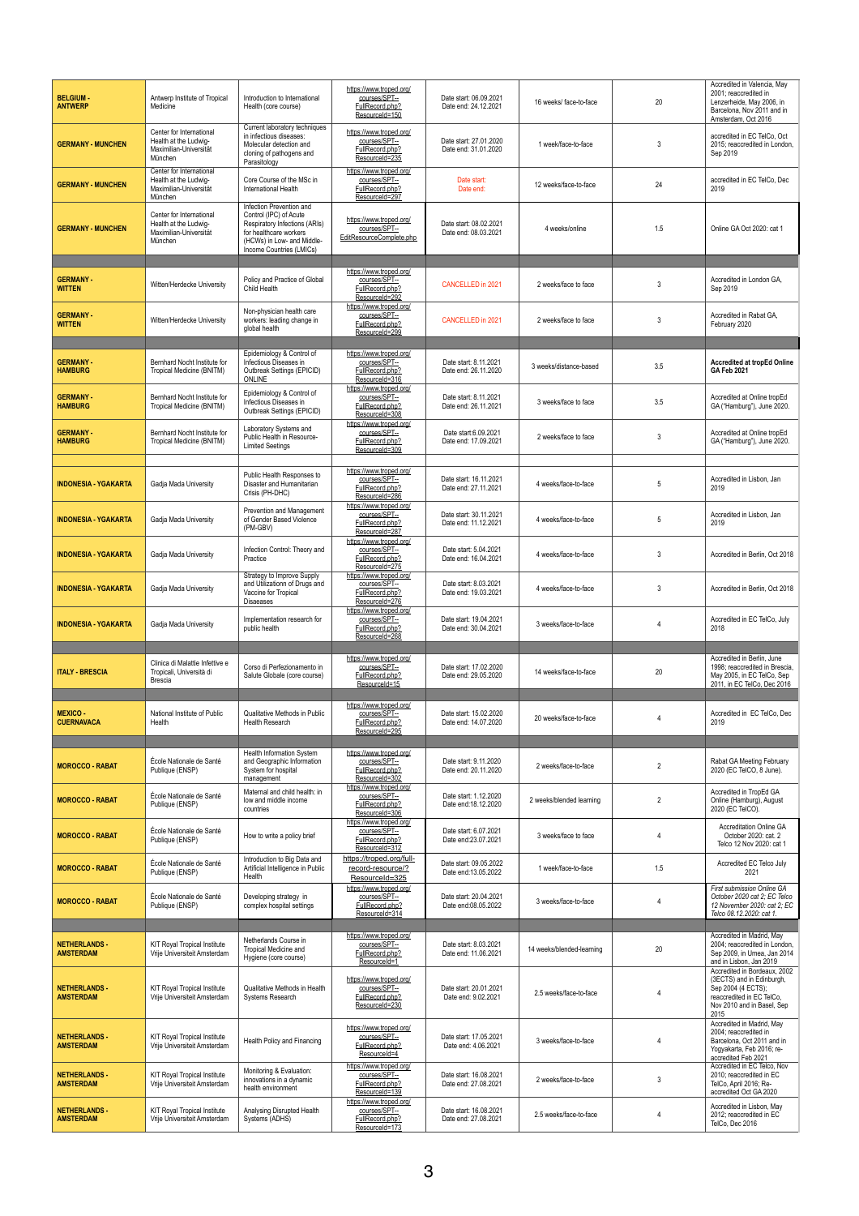| | | | | | | | |
|---|---|---|---|---|---|---|---|
| **BELGIUM - ANTWERP** | Antwerp Institute of Tropical Medicine | Introduction to International Health (core course) | https://www.troped.org/courses/SPT--FullRecord.php?ResourceId=150 | Date start: 06.09.2021 Date end: 24.12.2021 | 16 weeks/ face-to-face | 20 | Accredited in Valencia, May 2001; reaccredited in Lenzerheide, May 2006, in Barcelona, Nov 2011 and in Amsterdam, Oct 2016 |
| **GERMANY - MUNCHEN** | Center for International Health at the Ludwig-Maximilian-Universität München | Current laboratory techniques in infectious diseases: Molecular detection and cloning of pathogens and Parasitology | https://www.troped.org/courses/SPT--FullRecord.php?ResourceId=235 | Date start: 27.01.2020 Date end: 31.01.2020 | 1 week/face-to-face | 3 | accredited in EC TelCo, Oct 2015; reaccredited in London, Sep 2019 |
| **GERMANY - MUNCHEN** | Center for International Health at the Ludwig-Maximilian-Universität München | Core Course of the MSc in International Health | https://www.troped.org/courses/SPT--FullRecord.php?ResourceId=297 | Date start: Date end: | 12 weeks/face-to-face | 24 | accredited in EC TelCo, Dec 2019 |
| **GERMANY - MUNCHEN** | Center for International Health at the Ludwig-Maximilian-Universität München | Infection Prevention and Control (IPC) of Acute Respiratory Infections (ARIs) for healthcare workers (HCWs) in Low- and Middle-Income Countries (LMICs) | https://www.troped.org/courses/SPT--EditResourceComplete.php | Date start: 08.02.2021 Date end: 08.03.2021 | 4 weeks/online | 1.5 | Online GA Oct 2020: cat 1 |
| | | | | | | | |
| **GERMANY - WITTEN** | Witten/Herdecke University | Policy and Practice of Global Child Health | https://www.troped.org/courses/SPT--FullRecord.php?ResourceId=292 | CANCELLED in 2021 | 2 weeks/face to face | 3 | Accredited in London GA, Sep 2019 |
| **GERMANY - WITTEN** | Witten/Herdecke University | Non-physician health care workers: leading change in global health | https://www.troped.org/courses/SPT--FullRecord.php?ResourceId=299 | CANCELLED in 2021 | 2 weeks/face to face | 3 | Accredited in Rabat GA, February 2020 |
| | | | | | | | |
| **GERMANY - HAMBURG** | Bernhard Nocht Institute for Tropical Medicine (BNITM) | Epidemiology & Control of Infectious Diseases in Outbreak Settings (EPICID) ONLINE | https://www.troped.org/courses/SPT--FullRecord.php?ResourceId=316 | Date start: 8.11.2021 Date end: 26.11.2020 | 3 weeks/distance-based | 3.5 | **Accredited at tropEd Online GA Feb 2021** |
| **GERMANY - HAMBURG** | Bernhard Nocht Institute for Tropical Medicine (BNITM) | Epidemiology & Control of Infectious Diseases in Outbreak Settings (EPICID) | https://www.troped.org/courses/SPT--FullRecord.php?ResourceId=308 | Date start: 8.11.2021 Date end: 26.11.2021 | 3 weeks/face to face | 3.5 | Accredited at Online tropEd GA ("Hamburg"), June 2020. |
| **GERMANY - HAMBURG** | Bernhard Nocht Institute for Tropical Medicine (BNITM) | Laboratory Systems and Public Health in Resource-Limited Seetings | https://www.troped.org/courses/SPT--FullRecord.php?ResourceId=309 | Date start:6.09.2021 Date end: 17.09.2021 | 2 weeks/face to face | 3 | Accredited at Online tropEd GA ("Hamburg"), June 2020. |
| | | | | | | | |
| **INDONESIA - YGAKARTA** | Gadja Mada University | Public Health Responses to Disaster and Humanitarian Crisis (PH-DHC) | https://www.troped.org/courses/SPT--FullRecord.php?ResourceId=286 | Date start: 16.11.2021 Date end: 27.11.2021 | 4 weeks/face-to-face | 5 | Accredited in Lisbon, Jan 2019 |
| **INDONESIA - YGAKARTA** | Gadja Mada University | Prevention and Management of Gender Based Violence (PM-GBV) | https://www.troped.org/courses/SPT--FullRecord.php?ResourceId=287 | Date start: 30.11.2021 Date end: 11.12.2021 | 4 weeks/face-to-face | 5 | Accredited in Lisbon, Jan 2019 |
| **INDONESIA - YGAKARTA** | Gadja Mada University | Infection Control: Theory and Practice | https://www.troped.org/courses/SPT--FullRecord.php?ResourceId=275 | Date start: 5.04.2021 Date end: 16.04.2021 | 4 weeks/face-to-face | 3 | Accredited in Berlin, Oct 2018 |
| **INDONESIA - YGAKARTA** | Gadja Mada University | Strategy to Improve Supply and Utilizantion of Drugs and Vaccine for Tropical Diseases | https://www.troped.org/courses/SPT--FullRecord.php?ResourceId=276 | Date start: 8.03.2021 Date end: 19.03.2021 | 4 weeks/face-to-face | 3 | Accredited in Berlin, Oct 2018 |
| **INDONESIA - YGAKARTA** | Gadja Mada University | Implementation research for public health | https://www.troped.org/courses/SPT--FullRecord.php?ResourceId=268 | Date start: 19.04.2021 Date end: 30.04.2021 | 3 weeks/face-to-face | 4 | Accredited in EC TelCo, July 2018 |
| | | | | | | | |
| **ITALY - BRESCIA** | Clinica di Malattie Infettive e Tropicali, Università di Brescia | Corso di Perfezionamento in Salute Globale (core course) | https://www.troped.org/courses/SPT--FullRecord.php?ResourceId=15 | Date start: 17.02.2020 Date end: 29.05.2020 | 14 weeks/face-to-face | 20 | Accredited in Berlin, June 1998; reaccredited in Brescia, May 2005, in EC TelCo, Sep 2011, in EC TelCo, Dec 2016 |
| | | | | | | | |
| **MEXICO - CUERNAVACA** | National Institute of Public Health | Qualitative Methods in Public Health Research | https://www.troped.org/courses/SPT--FullRecord.php?ResourceId=295 | Date start: 15.02.2020 Date end: 14.07.2020 | 20 weeks/face-to-face | 4 | Accredited in EC TelCo, Dec 2019 |
| | | | | | | | |
| **MOROCCO - RABAT** | École Nationale de Santé Publique (ENSP) | Health Information System and Geographic Information System for hospital management | https://www.troped.org/courses/SPT--FullRecord.php?ResourceId=302 | Date start: 9.11.2020 Date end: 20.11.2020 | 2 weeks/face-to-face | 2 | Rabat GA Meeting February 2020 (EC TelCo, 8 June). |
| **MOROCCO - RABAT** | École Nationale de Santé Publique (ENSP) | Maternal and child health: in low and middle income countries | https://www.troped.org/courses/SPT--FullRecord.php?ResourceId=306 | Date start: 1.12.2020 Date end:18.12.2020 | 2 weeks/blended learning | 2 | Accredited in TropEd GA Online (Hamburg), August 2020 (EC TelCO). |
| **MOROCCO - RABAT** | École Nationale de Santé Publique (ENSP) | How to write a policy brief | https://www.troped.org/courses/SPT--FullRecord.php?ResourceId=312 | Date start: 6.07.2021 Date end:23.07.2021 | 3 weeks/face to face | 4 | Accreditation Online GA October 2020: cat. 2 Telco 12 Nov 2020: cat 1 |
| **MOROCCO - RABAT** | École Nationale de Santé Publique (ENSP) | Introduction to Big Data and Artificial Intelligence in Public Health | https://troped.org/full-record-resource/?ResourceId=325 | Date start: 09.05.2022 Date end:13.05.2022 | 1 week/face-to-face | 1.5 | Accredited EC Telco July 2021 |
| **MOROCCO - RABAT** | École Nationale de Santé Publique (ENSP) | Developing strategy in complex hospital settings | https://www.troped.org/courses/SPT--FullRecord.php?ResourceId=314 | Date start: 20.04.2022 Date end:08.05.2022 | 3 weeks/face-to-face | 4 | *First submission Online GA October 2020 cat 2; EC Telco 12 November 2020: cat 2; EC Telco 08.12.2020: cat 1.* |
| | | | | | | | |
| **NETHERLANDS - AMSTERDAM** | KIT Royal Tropical Institute Vrije Universiteit Amsterdam | Netherlands Course in Tropical Medicine and Hygiene (core course) | https://www.troped.org/courses/SPT--FullRecord.php?ResourceId=1 | Date start: 8.03.2021 Date end: 11.06.2021 | 14 weeks/blended-learning | 20 | Accredited in Madrid, May 2004; reaccredited in London, Sep 2009, in Umea, Jan 2014 and in Lisbon, Jan 2019 |
| **NETHERLANDS - AMSTERDAM** | KIT Royal Tropical Institute Vrije Universiteit Amsterdam | Qualitative Methods in Health Systems Research | https://www.troped.org/courses/SPT--FullRecord.php?ResourceId=230 | Date start: 20.01.2021 Date end: 9.02.2021 | 2.5 weeks/face-to-face | 4 | Accredited in Bordeaux, 2002 (3ECTS) and in Edinburgh, Sep 2004 (4 ECTS); reaccredited in EC TelCo, Nov 2010 and in Basel, Sep 2015 |
| **NETHERLANDS - AMSTERDAM** | KIT Royal Tropical Institute Vrije Universiteit Amsterdam | Health Policy and Financing | https://www.troped.org/courses/SPT--FullRecord.php?ResourceId=4 | Date start: 17.05.2021 Date end: 4.06.2021 | 3 weeks/face-to-face | 4 | Accredited in Madrid, May 2004; reaccredited in Barcelona, Oct 2011 and in Yogyakarta, Feb 2016; re-accredited Feb 2021 |
| **NETHERLANDS - AMSTERDAM** | KIT Royal Tropical Institute Vrije Universiteit Amsterdam | Monitoring & Evaluation: innovations in a dynamic health environment | https://www.troped.org/courses/SPT--FullRecord.php?ResourceId=139 | Date start: 16.08.2021 Date end: 27.08.2021 | 2 weeks/face-to-face | 3 | Accredited in EC Telco, Nov 2010; reaccredited in EC TelCo, April 2016; Re-accredited Oct GA 2020 |
| **NETHERLANDS - AMSTERDAM** | KIT Royal Tropical Institute Vrije Universiteit Amsterdam | Analysing Disrupted Health Systems (ADHS) | https://www.troped.org/courses/SPT--FullRecord.php?ResourceId=173 | Date start: 16.08.2021 Date end: 27.08.2021 | 2.5 weeks/face-to-face | 4 | Accredited in Lisbon, May 2012; reaccredited in EC TelCo, Dec 2016 |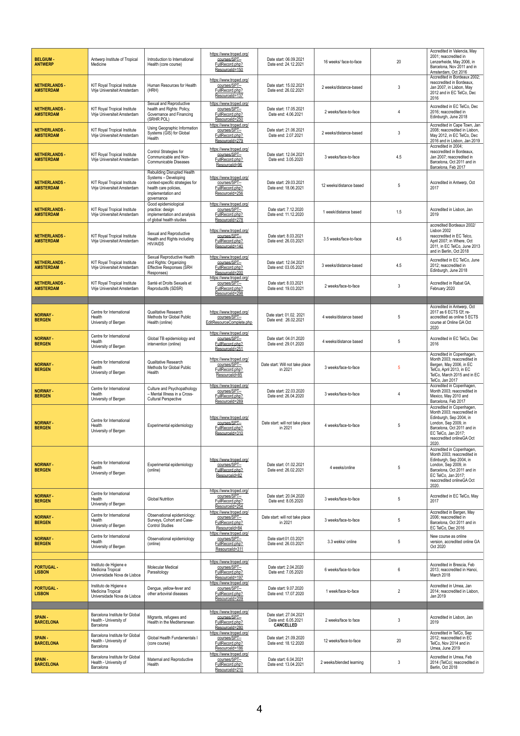| | | | | | | | |
|---|---|---|---|---|---|---|---|
| **BELGIUM - ANTWERP** | Antwerp Institute of Tropical Medicine | Introduction to International Health (core course) | https://www.troped.org/courses/SPT--FullRecord.php?ResourceId=150 | Date start: 06.09.2021 Date end: 24.12.2021 | 16 weeks/ face-to-face | 20 | Accredited in Valencia, May 2001; reaccredited in Lenzerheide, May 2006, in Barcelona, Nov 2011 and in Amsterdam, Oct 2016 |
| **NETHERLANDS - AMSTERDAM** | KIT Royal Tropical Institute Vrije Universiteit Amsterdam | Human Resources for Health (HRH) | https://www.troped.org/courses/SPT--FullRecord.php?ResourceId=137 | Date start: 15.02.2021 Date end: 26.02.2021 | 2 weeks/distance-based | 3 | Accredited in Bordeaux 2002; reaccredited in Bordeaux, Jan 2007, in Lisbon, May 2012 and in EC TelCo, Dec 2016 |
| **NETHERLANDS - AMSTERDAM** | KIT Royal Tropical Institute Vrije Universiteit Amsterdam | Sexual and Reproductive health and Rights: Policy, Governance and Financing (SRHR POL) | https://www.troped.org/courses/SPT--FullRecord.php?ResourceId=250 | Date start: 17.05.2021 Date end: 4.06.2021 | 2 weeks/face-to-face | 4 | Accredited in EC TelCo, Dec 2016; reaccredited in Edinburgh, June 2018 |
| **NETHERLANDS - AMSTERDAM** | KIT Royal Tropical Institute Vrije Universiteit Amsterdam | Using Geographic Information Systems (GIS) for Global Health | https://www.troped.org/courses/SPT--FullRecord.php?ResourceId=279 | Date start: 21.06.2021 Date end: 2.07.2021 | 2 weeks/distance-based | 3 | Accredited in Cape Town, Jan 2008; reaccredited in Lisbon, May 2012, in EC TelCo, Dec 2016 and in Lisbon, Jan 2019 |
| **NETHERLANDS - AMSTERDAM** | KIT Royal Tropical Institute Vrije Universiteit Amsterdam | Control Strategies for Communicable and Non-Communicable Diseases | https://www.troped.org/courses/SPT--FullRecord.php?ResourceId=96 | Date start: 12.04.2021 Date end: 3.05.2020 | 3 weeks/face-to-face | 4.5 | Accredited in 2004; reaccredited in Bordeaux, Jan 2007; reaccredited in Barcelona, Oct 2011 and in Barcelona, Feb 2017 |
| **NETHERLANDS - AMSTERDAM** | KIT Royal Tropical Institute Vrije Universiteit Amsterdam | Rebuilding Disrupted Health Systems – Developing context-specific strategies for health care policies, implementation and governance | https://www.troped.org/courses/SPT--FullRecord.php?ResourceId=256 | Date start: 29.03.2021 Date end: 18.06.2021 | 12 weeks/distance based | 5 | Accredited in Antwerp, Oct 2017 |
| **NETHERLANDS - AMSTERDAM** | KIT Royal Tropical Institute Vrije Universiteit Amsterdam | Good epidemiological practice: design implementation and analysis of global health studies | https://www.troped.org/courses/SPT--FullRecord.php?ResourceId=278 | Date start: 7.12.2020 Date end: 11.12.2020 | 1 week/distance based | 1.5 | Accredited in Lisbon, Jan 2019 |
| **NETHERLANDS - AMSTERDAM** | KIT Royal Tropical Institute Vrije Universiteit Amsterdam | Sexual and Reproductive Health and Rights including HIV/AIDS | https://www.troped.org/courses/SPT--FullRecord.php?ResourceId=140 | Date start: 8.03.2021 Date end: 26.03.2021 | 3.5 weeks/face-to-face | 4.5 | accredited Bordeaux 2002/ Lisbon 2002 reaccredited in EC Telco, April 2007; in Where, Oct 2011, in EC TelCo, June 2013 and in Berlin, Oct 2018 |
| **NETHERLANDS - AMSTERDAM** | KIT Royal Tropical Institute Vrije Universiteit Amsterdam | Sexual Reproductive Health and Rights: Organizing Effective Responses (SRH Responses) | https://www.troped.org/courses/SPT--FullRecord.php?ResourceId=200 | Date start: 12.04.2021 Date end: 03.05.2021 | 3 weeks/distance-based | 4.5 | Accredited in EC TelCo, June 2012; reaccredited in Edinburgh, June 2018 |
| **NETHERLANDS - AMSTERDAM** | KIT Royal Tropical Institute Vrije Universiteit Amsterdam | Santé et Droits Sexuels et Reproductifs (SDSR) | https://www.troped.org/courses/SPT--FullRecord.php?ResourceId=298 | Date start: 8.03.2021 Date end: 19.03.2021 | 2 weeks/face-to-face | 3 | Accredited in Rabat GA, February 2020 |
| | | | | | | | |
| **NORWAY - BERGEN** | Centre for International Health University of Bergen | Qualitative Research Methods for Global Public Health (online) | https://www.troped.org/courses/SPT--EditResourceComplete.php | Date start: 01.02. 2021 Date end: 26.02.2021 | 4 weeks/distance based | 5 | Accredited in Antwerp, Oct 2017 as 6 ECTS f2f; re-accredited as online 5 ECTS course at Online GA Oct 2020 |
| **NORWAY - BERGEN** | Centre for International Health University of Bergen | Global TB epidemiology and intervention (online) | https://www.troped.org/courses/SPT--FullRecord.php?ResourceId=251 | Date start: 04.01.2020 Date end: 29.01.2020 | 4 weeks/distance based | 5 | Accredited in EC TelCo, Dec 2016 |
| **NORWAY - BERGEN** | Centre for International Health University of Bergen | Qualitative Research Methods for Global Public Health | https://www.troped.org/courses/SPT--FullRecord.php?ResourceId=85 | Date start: Will not take place in 2021 | 3 weeks/face-to-face | 5 | Accredited in Copenhagen, Month 2003; reaccredited in Bergen, May 2006, in EC TelCo, April 2013, in EC TelCo, March 2015 and in EC TelCo, Jan 2017 |
| **NORWAY - BERGEN** | Centre for International Health University of Bergen | Culture and Psychopathology – Mental Illness in a Cross-Cultural Perspective | https://www.troped.org/courses/SPT--FullRecord.php?ResourceId=269 | Date start: 22.03.2020 Date end: 26.04.2020 | 3 weeks/face-to-face | 4 | Accredited in Copenhagen, Month 2003; reaccredited in Mexico, May 2010 and Barcelona, Feb 2017 |
| **NORWAY - BERGEN** | Centre for International Health University of Bergen | Experimental epidemiology | https://www.troped.org/courses/SPT--FullRecord.php?ResourceId=310 | Date start: will not take place in 2021 | 4 weeks/face-to-face | 5 | Accredited in Copenhagen, Month 2003; reaccredited in Edinburgh, Sep 2004, in London, Sep 2009, in Barcelona, Oct 2011 and in EC TelCo, Jan 2017; reaccredited onlineGA Oct 2020. |
| **NORWAY - BERGEN** | Centre for International Health University of Bergen | Experimental epidemiology (online) | https://www.troped.org/courses/SPT--FullRecord.php?ResourceId=82 | Date start: 01.02.2021 Date end: 26.02.2021 | 4 weeks/online | 5 | Accredited in Copenhagen, Month 2003; reaccredited in Edinburgh, Sep 2004, in London, Sep 2009, in Barcelona, Oct 2011 and in EC TelCo, Jan 2017; reaccredited onlineGA Oct 2020. |
| **NORWAY - BERGEN** | Centre for International Health University of Bergen | Global Nutrition | https://www.troped.org/courses/SPT--FullRecord.php?ResourceId=254 | Date start: 20.04.2020 Date end: 8.05.2020 | 3 weeks/face-to-face | 5 | Accredited in EC TelCo, May 2017 |
| **NORWAY - BERGEN** | Centre for International Health University of Bergen | Observational epidemiology: Surveys, Cohort and Case-Control Studies | https://www.troped.org/courses/SPT--FullRecord.php?ResourceId=84 | Date start: will not take place in 2021 | 3 weeks/face-to-face | 5 | Accredited in Bergen, May 2006; reaccredited in Barcelona, Oct 2011 and in EC TelCo, Dec 2016 |
| **NORWAY - BERGEN** | Centre for International Health University of Bergen | Observational epidemiology (online) | https://www.troped.org/courses/SPT--FullRecord.php?ResourceId=311 | Date start:01.03.2021 Date end: 26.03.2021 | 3.3 wekks/ online | 5 | New course as online version, accredited online GA Oct 2020 |
| | | | | | | | |
| **PORTUGAL - LISBON** | Instituto de Higiene e Medicina Tropical Universidade Nova de Lisboa | Molecular Medical Parasitology | https://www.troped.org/courses/SPT--FullRecord.php?ResourceId=197 | Date start: 2.04.2020 Date end: 7.05.2020 | 6 weeks/face-to-face | 6 | Accredited in Brescia, Feb 2013; reaccredited in Hanoi, March 2018 |
| **PORTUGAL - LISBON** | Instituto de Higiene e Medicina Tropical Universidade Nova de Lisboa | Dengue, yellow-fever and other arboviral diseases | https://www.troped.org/courses/SPT--FullRecord.php?ResourceId=209 | Date start: 9.07.2020 Date end: 17.07.2020 | 1 week/face-to-face | 2 | Accredited in Umea, Jan 2014; reaccredited in Lisbon, Jan 2019 |
| | | | | | | | |
| **SPAIN - BARCELONA** | Barcelona Institute for Global Health - University of Barcelona | Migrants, refugees and Health in the Mediterranean | https://www.troped.org/courses/SPT--FullRecord.php?ResourceId=280 | Date start: 27.04.2021 Date end: 6.05.2021 **CANCELLED** | 2 weeks/face to face | 3 | Accredited in Lisbon, Jan 2019 |
| **SPAIN - BARCELONA** | Barcelona Institute for Global Health - University of Barcelona | Global Health Fundamentals I (core course) | https://www.troped.org/courses/SPT--FullRecord.php?ResourceId=186 | Date start: 21.09.2020 Date end: 18.12.2020 | 12 weeks/face-to-face | 20 | Accredited in TelCo, Sep 2012; reaccredited in EC TelCo, Nov 2014 and in Umea, June 2019 |
| **SPAIN - BARCELONA** | Barcelona Institute for Global Health - University of Barcelona | Maternal and Reproductive Health | https://www.troped.org/courses/SPT--FullRecord.php?ResourceId=210 | Date start: 6.04.2021 Date end: 13.04.2021 | 2 weeks/blended learning | 3 | Accredited in Umea, Feb 2014 (TelCo); reaccredited in Berlin, Oct 2018 |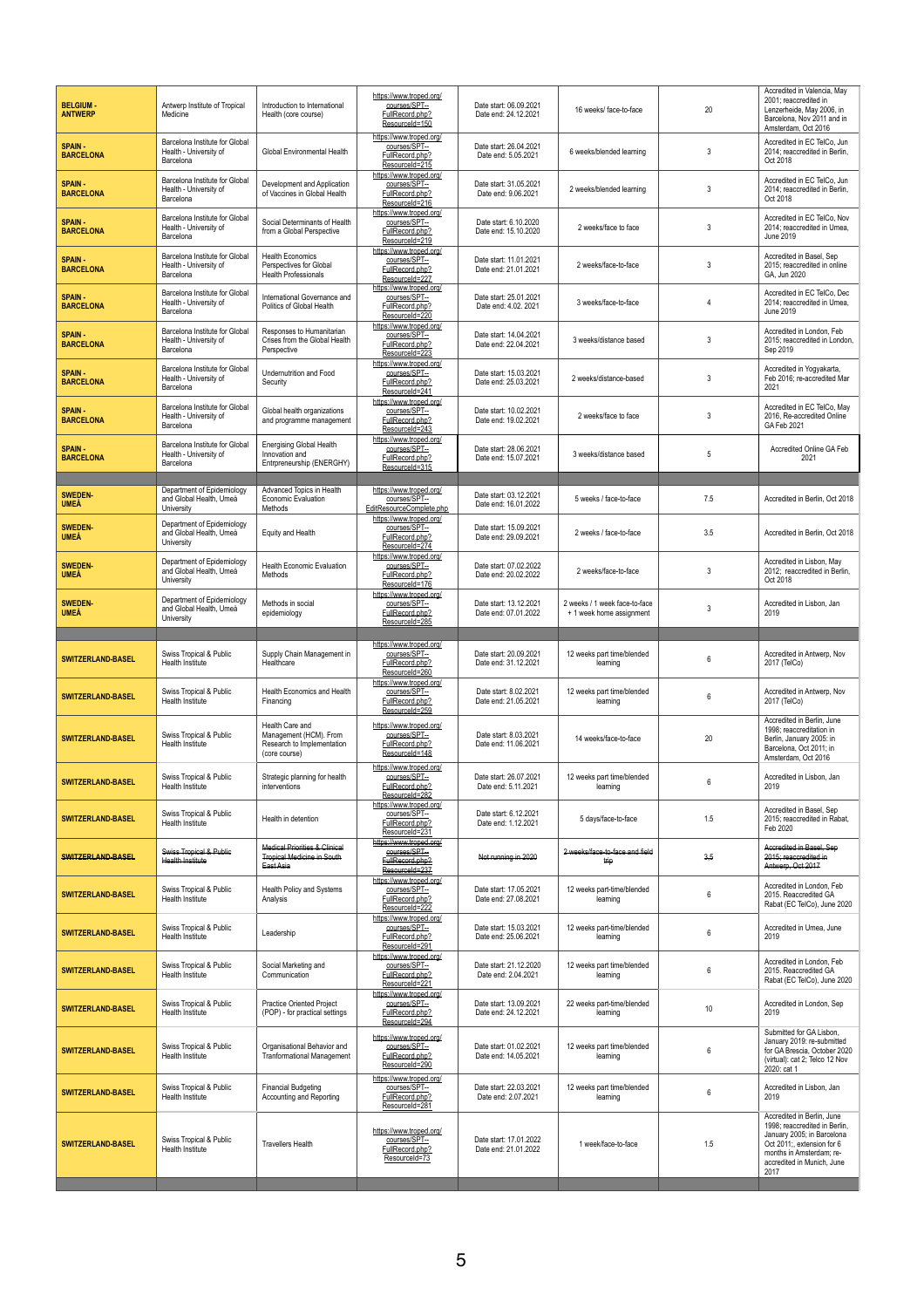| | | | | | | | |
|---|---|---|---|---|---|---|---|
| **BELGIUM - ANTWERP** | Antwerp Institute of Tropical Medicine | Introduction to International Health (core course) | https://www.troped.org/courses/SPT--FullRecord.php?ResourceId=150 | Date start: 06.09.2021 Date end: 24.12.2021 | 16 weeks/ face-to-face | 20 | Accredited in Valencia, May 2001; reaccredited in Lenzerheide, May 2006, in Barcelona, Nov 2011 and in Amsterdam, Oct 2016 |
| **SPAIN - BARCELONA** | Barcelona Institute for Global Health - University of Barcelona | Global Environmental Health | https://www.troped.org/courses/SPT--FullRecord.php?ResourceId=215 | Date start: 26.04.2021 Date end: 5.05.2021 | 6 weeks/blended learning | 3 | Accredited in EC TelCo, Jun 2014; reaccredited in Berlin, Oct 2018 |
| **SPAIN - BARCELONA** | Barcelona Institute for Global Health - University of Barcelona | Development and Application of Vaccines in Global Health | https://www.troped.org/courses/SPT--FullRecord.php?ResourceId=216 | Date start: 31.05.2021 Date end: 9.06.2021 | 2 weeks/blended learning | 3 | Accredited in EC TelCo, Jun 2014; reaccredited in Berlin, Oct 2018 |
| **SPAIN - BARCELONA** | Barcelona Institute for Global Health - University of Barcelona | Social Determinants of Health from a Global Perspective | https://www.troped.org/courses/SPT--FullRecord.php?ResourceId=219 | Date start: 6.10.2020 Date end: 15.10.2020 | 2 weeks/face to face | 3 | Accredited in EC TelCo, Nov 2014; reaccredited in Umea, June 2019 |
| **SPAIN - BARCELONA** | Barcelona Institute for Global Health - University of Barcelona | Health Economics Perspectives for Global Health Professionals | https://www.troped.org/courses/SPT--FullRecord.php?ResourceId=227 | Date start: 11.01.2021 Date end: 21.01.2021 | 2 weeks/face-to-face | 3 | Accredited in Basel, Sep 2015; reaccredited in online GA, Jun 2020 |
| **SPAIN - BARCELONA** | Barcelona Institute for Global Health - University of Barcelona | International Governance and Politics of Global Health | https://www.troped.org/courses/SPT--FullRecord.php?ResourceId=220 | Date start: 25.01.2021 Date end: 4.02. 2021 | 3 weeks/face-to-face | 4 | Accredited in EC TelCo, Dec 2014; reaccredited in Umea, June 2019 |
| **SPAIN - BARCELONA** | Barcelona Institute for Global Health - University of Barcelona | Responses to Humanitarian Crises from the Global Health Perspective | https://www.troped.org/courses/SPT--FullRecord.php?ResourceId=223 | Date start: 14.04.2021 Date end: 22.04.2021 | 3 weeks/distance based | 3 | Accredited in London, Feb 2015; reaccredited in London, Sep 2019 |
| **SPAIN - BARCELONA** | Barcelona Institute for Global Health - University of Barcelona | Undernutrition and Food Security | https://www.troped.org/courses/SPT--FullRecord.php?ResourceId=241 | Date start: 15.03.2021 Date end: 25.03.2021 | 2 weeks/distance-based | 3 | Accredited in Yogyakarta, Feb 2016; re-accredited Mar 2021 |
| **SPAIN - BARCELONA** | Barcelona Institute for Global Health - University of Barcelona | Global health organizations and programme management | https://www.troped.org/courses/SPT--FullRecord.php?ResourceId=243 | Date start: 10.02.2021 Date end: 19.02.2021 | 2 weeks/face to face | 3 | Accredited in EC TelCo, May 2016, Re-accredited Online GA Feb 2021 |
| **SPAIN - BARCELONA** | Barcelona Institute for Global Health - University of Barcelona | Energising Global Health Innovation and Entrpreneurship (ENERGHY) | https://www.troped.org/courses/SPT--FullRecord.php?ResourceId=315 | Date start: 28.06.2021 Date end: 15.07.2021 | 3 weeks/distance based | 5 | Accredited Online GA Feb 2021 |
| | | | | | | | |
| **SWEDEN- UMEÅ** | Department of Epidemiology and Global Health, Umeå University | Advanced Topics in Health Economic Evaluation Methods | https://www.troped.org/courses/SPT--EditResourceComplete.php | Date start: 03.12.2021 Date end: 16.01.2022 | 5 weeks / face-to-face | 7.5 | Accredited in Berlin, Oct 2018 |
| **SWEDEN- UMEÅ** | Department of Epidemiology and Global Health, Umeå University | Equity and Health | https://www.troped.org/courses/SPT--FullRecord.php?ResourceId=274 | Date start: 15.09.2021 Date end: 29.09.2021 | 2 weeks / face-to-face | 3.5 | Accredited in Berlin, Oct 2018 |
| **SWEDEN- UMEÅ** | Department of Epidemiology and Global Health, Umeå University | Health Economic Evaluation Methods | https://www.troped.org/courses/SPT--FullRecord.php?ResourceId=176 | Date start: 07.02.2022 Date end: 20.02.2022 | 2 weeks/face-to-face | 3 | Accredited in Lisbon, May 2012; reaccredited in Berlin, Oct 2018 |
| **SWEDEN- UMEÅ** | Department of Epidemiology and Global Health, Umeå University | Methods in social epidemiology | https://www.troped.org/courses/SPT--FullRecord.php?ResourceId=285 | Date start: 13.12.2021 Date end: 07.01.2022 | 2 weeks / 1 week face-to-face + 1 week home assignment | 3 | Accredited in Lisbon, Jan 2019 |
| | | | | | | | |
| **SWITZERLAND-BASEL** | Swiss Tropical & Public Health Institute | Supply Chain Management in Healthcare | https://www.troped.org/courses/SPT--FullRecord.php?ResourceId=260 | Date start: 20.09.2021 Date end: 31.12.2021 | 12 weeks part time/blended learning | 6 | Accredited in Antwerp, Nov 2017 (TelCo) |
| **SWITZERLAND-BASEL** | Swiss Tropical & Public Health Institute | Health Economics and Health Financing | https://www.troped.org/courses/SPT--FullRecord.php?ResourceId=259 | Date start: 8.02.2021 Date end: 21.05.2021 | 12 weeks part time/blended learning | 6 | Accredited in Antwerp, Nov 2017 (TelCo) |
| **SWITZERLAND-BASEL** | Swiss Tropical & Public Health Institute | Health Care and Management (HCM). From Research to Implementation (core course) | https://www.troped.org/courses/SPT--FullRecord.php?ResourceId=148 | Date start: 8.03.2021 Date end: 11.06.2021 | 14 weeks/face-to-face | 20 | Accredited in Berlin, June 1998; reaccreditation in Berlin, January 2005; in Barcelona, Oct 2011; in Amsterdam, Oct 2016 |
| **SWITZERLAND-BASEL** | Swiss Tropical & Public Health Institute | Strategic planning for health interventions | https://www.troped.org/courses/SPT--FullRecord.php?ResourceId=282 | Date start: 26.07.2021 Date end: 5.11.2021 | 12 weeks part time/blended learning | 6 | Accredited in Lisbon, Jan 2019 |
| **SWITZERLAND-BASEL** | Swiss Tropical & Public Health Institute | Health in detention | https://www.troped.org/courses/SPT--FullRecord.php?ResourceId=231 | Date start: 6.12.2021 Date end: 1.12.2021 | 5 days/face-to-face | 1.5 | Accredited in Basel, Sep 2015; reaccredited in Rabat, Feb 2020 |
| ~~**SWITZERLAND-BASEL**~~ | ~~Swiss Tropical & Public Health Institute~~ | ~~Medical Priorities & Clinical Tropical Medicine in South East Asia~~ | ~~https://www.troped.org/courses/SPT--FullRecord.php?ResourceId=237~~ | ~~Not running in 2020~~ | ~~2 weeks/face-to-face and field trip~~ | ~~3.5~~ | ~~Accredited in Basel, Sep 2015; reaccredited in Antwerp, Oct 2017~~ |
| **SWITZERLAND-BASEL** | Swiss Tropical & Public Health Institute | Health Policy and Systems Analysis | https://www.troped.org/courses/SPT--FullRecord.php?ResourceId=222 | Date start: 17.05.2021 Date end: 27.08.2021 | 12 weeks part-time/blended learning | 6 | Accredited in London, Feb 2015. Reaccredited GA Rabat (EC TelCo), June 2020 |
| **SWITZERLAND-BASEL** | Swiss Tropical & Public Health Institute | Leadership | https://www.troped.org/courses/SPT--FullRecord.php?ResourceId=291 | Date start: 15.03.2021 Date end: 25.06.2021 | 12 weeks part-time/blended learning | 6 | Accredited in Umea, June 2019 |
| **SWITZERLAND-BASEL** | Swiss Tropical & Public Health Institute | Social Marketing and Communication | https://www.troped.org/courses/SPT--FullRecord.php?ResourceId=221 | Date start: 21.12.2020 Date end: 2.04.2021 | 12 weeks part time/blended learning | 6 | Accredited in London, Feb 2015. Reaccredited GA Rabat (EC TelCo), June 2020 |
| **SWITZERLAND-BASEL** | Swiss Tropical & Public Health Institute | Practice Oriented Project (POP) - for practical settings | https://www.troped.org/courses/SPT--FullRecord.php?ResourceId=294 | Date start: 13.09.2021 Date end: 24.12.2021 | 22 weeks part-time/blended learning | 10 | Accredited in London, Sep 2019 |
| **SWITZERLAND-BASEL** | Swiss Tropical & Public Health Institute | Organisational Behavior and Tranformational Management | https://www.troped.org/courses/SPT--FullRecord.php?ResourceId=290 | Date start: 01.02.2021 Date end: 14.05.2021 | 12 weeks part time/blended learning | 6 | Submitted for GA Lisbon, January 2019: re-submitted for GA Brescia, October 2020 (virtual): cat 2; Telco 12 Nov 2020: cat 1 |
| **SWITZERLAND-BASEL** | Swiss Tropical & Public Health Institute | Financial Budgeting Accounting and Reporting | https://www.troped.org/courses/SPT--FullRecord.php?ResourceId=281 | Date start: 22.03.2021 Date end: 2.07.2021 | 12 weeks part time/blended learning | 6 | Accredited in Lisbon, Jan 2019 |
| **SWITZERLAND-BASEL** | Swiss Tropical & Public Health Institute | Travellers Health | https://www.troped.org/courses/SPT--FullRecord.php?ResourceId=73 | Date start: 17.01.2022 Date end: 21.01.2022 | 1 week/face-to-face | 1.5 | Accredited in Berlin, June 1998; reaccredited in Berlin, January 2005; in Barcelona Oct 2011;, extension for 6 months in Amsterdam; re-accredited in Munich, June 2017 |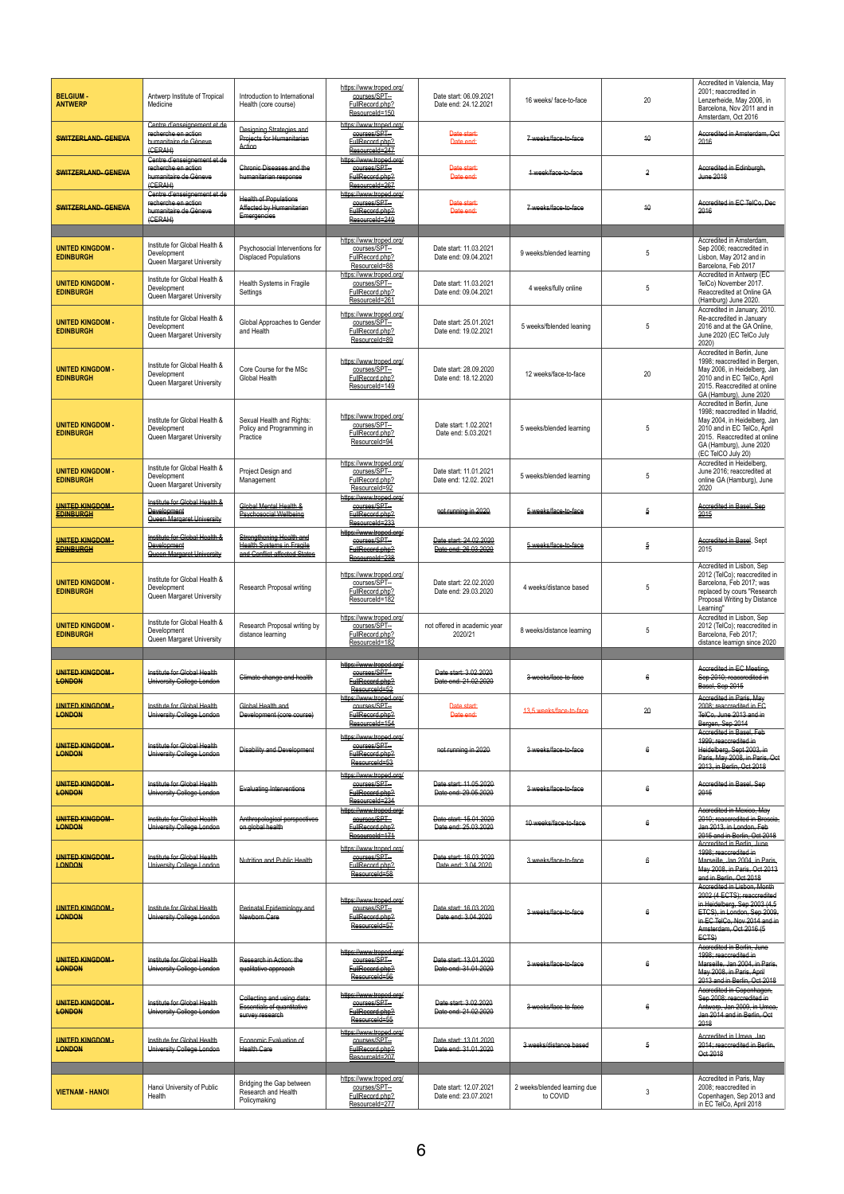| | | | | | | | |
|---|---|---|---|---|---|---|---|
| **BELGIUM - ANTWERP** | Antwerp Institute of Tropical Medicine | Introduction to International Health (core course) | https://www.troped.org/courses/SPT--FullRecord.php?ResourceId=150 | Date start: 06.09.2021 Date end: 24.12.2021 | 16 weeks/ face-to-face | 20 | Accredited in Valencia, May 2001; reaccredited in Lenzerheide, May 2006, in Barcelona, Nov 2011 and in Amsterdam, Oct 2016 |
| ~~**SWITZERLAND- GENEVA**~~ | ~~Centre d'enseignement et de recherche en action humanitaire de Genève (CERAH)~~ | ~~Designing Strategies and Projects for Humanitarian Action~~ | ~~https://www.troped.org/courses/SPT--FullRecord.php?ResourceId=247~~ | ~~Date start: Date end:~~ | ~~7 weeks/face-to-face~~ | ~~10~~ | ~~Accredited in Amsterdam, Oct 2016~~ |
| ~~**SWITZERLAND- GENEVA**~~ | ~~Centre d'enseignement et de recherche en action humanitaire de Genève (CERAH)~~ | ~~Chronic Diseases and the humanitarian response~~ | ~~https://www.troped.org/courses/SPT--FullRecord.php?ResourceId=267~~ | ~~Date start: Date end:~~ | ~~1 week/face-to-face~~ | ~~2~~ | ~~Accredited in Edinburgh, June 2018~~ |
| ~~**SWITZERLAND- GENEVA**~~ | ~~Centre d'enseignement et de recherche en action humanitaire de Genève (CERAH)~~ | ~~Health of Populations Affected by Humanitarian Emergencies~~ | ~~https://www.troped.org/courses/SPT--FullRecord.php?ResourceId=249~~ | ~~Date start: Date end:~~ | ~~7 weeks/face-to-face~~ | ~~10~~ | ~~Accredited in EC TelCo, Dec 2016~~ |
| | | | | | | | |
| **UNITED KINGDOM - EDINBURGH** | Institute for Global Health & Development Queen Margaret University | Psychosocial Interventions for Displaced Populations | https://www.troped.org/courses/SPT--FullRecord.php?ResourceId=88 | Date start: 11.03.2021 Date end: 09.04.2021 | 9 weeks/blended learning | 5 | Accredited in Amsterdam, Sep 2006; reaccredited in Lisbon, May 2012 and in Barcelona, Feb 2017 |
| **UNITED KINGDOM - EDINBURGH** | Institute for Global Health & Development Queen Margaret University | Health Systems in Fragile Settings | https://www.troped.org/courses/SPT--FullRecord.php?ResourceId=261 | Date start: 11.03.2021 Date end: 09.04.2021 | 4 weeks/fully online | 5 | Accredited in Antwerp (EC TelCo) November 2017. Reaccredited at Online GA (Hamburg) June 2020. |
| **UNITED KINGDOM - EDINBURGH** | Institute for Global Health & Development Queen Margaret University | Global Approaches to Gender and Health | https://www.troped.org/courses/SPT--FullRecord.php?ResourceId=89 | Date start: 25.01.2021 Date end: 19.02.2021 | 5 weeks/fblended leaning | 5 | Accredited in January, 2010. Re-accredited in January 2016 and at the GA Online, June 2020 (EC TelCo July 2020) |
| **UNITED KINGDOM - EDINBURGH** | Institute for Global Health & Development Queen Margaret University | Core Course for the MSc Global Health | https://www.troped.org/courses/SPT--FullRecord.php?ResourceId=149 | Date start: 28.09.2020 Date end: 18.12.2020 | 12 weeks/face-to-face | 20 | Accredited in Berlin, June 1998; reaccredited in Bergen, May 2006, in Heidelberg, Jan 2010 and in EC TelCo, April 2015. Reaccredited at online GA (Hamburg), June 2020 |
| **UNITED KINGDOM - EDINBURGH** | Institute for Global Health & Development Queen Margaret University | Sexual Health and Rights: Policy and Programming in Practice | https://www.troped.org/courses/SPT--FullRecord.php?ResourceId=94 | Date start: 1.02.2021 Date end: 5.03.2021 | 5 weeks/blended learning | 5 | Accredited in Berlin, June 1998; reaccredited in Madrid, May 2004, in Heidelberg, Jan 2010 and in EC TelCo, April 2015. Reaccredited at online GA (Hamburg), June 2020 (EC TelCO July 20) |
| **UNITED KINGDOM - EDINBURGH** | Institute for Global Health & Development Queen Margaret University | Project Design and Management | https://www.troped.org/courses/SPT--FullRecord.php?ResourceId=92 | Date start: 11.01.2021 Date end: 12.02. 2021 | 5 weeks/blended learning | 5 | Accredited in Heidelberg, June 2016; reaccredited at online GA (Hamburg), June 2020 |
| ~~**UNITED KINGDOM - EDINBURGH**~~ | ~~Institute for Global Health & Development Queen Margaret University~~ | ~~Global Mental Health & Psychosocial Wellbeing~~ | ~~https://www.troped.org/courses/SPT--FullRecord.php?ResourceId=233~~ | ~~not running in 2020~~ | ~~5 weeks/face-to-face~~ | ~~5~~ | ~~Accredited in Basel, Sep 2015~~ |
| ~~**UNITED KINGDOM - EDINBURGH**~~ | ~~Institute for Global Health & Development Queen Margaret University~~ | ~~Strengthening Health and Health Systems in Fragile and Conflict affected States~~ | ~~https://www.troped.org/courses/SPT--FullRecord.php?ResourceId=238~~ | ~~Date start: 24.02.2020 Date end: 26.03.2020~~ | ~~5 weeks/face-to-face~~ | ~~5~~ | ~~Accredited in Basel~~, Sept 2015 |
| **UNITED KINGDOM - EDINBURGH** | Institute for Global Health & Development Queen Margaret University | Research Proposal writing | https://www.troped.org/courses/SPT--FullRecord.php?ResourceId=182 | Date start: 22.02.2020 Date end: 29.03.2020 | 4 weeks/distance based | 5 | Accredited in Lisbon, Sep 2012 (TelCo); reaccredited in Barcelona, Feb 2017; was replaced by cours "Research Proposal Writing by Distance Learning" |
| **UNITED KINGDOM - EDINBURGH** | Institute for Global Health & Development Queen Margaret University | Research Proposal writing by distance learning | https://www.troped.org/courses/SPT--FullRecord.php?ResourceId=182 | not offered in academic year 2020/21 | 8 weeks/distance learning | 5 | Accredited in Lisbon, Sep 2012 (TelCo); reaccredited in Barcelona, Feb 2017; distance learnign since 2020 |
| | | | | | | | |
| ~~**UNITED KINGDOM - LONDON**~~ | ~~Institute for Global Health University College London~~ | ~~Climate change and health~~ | ~~https://www.troped.org/courses/SPT--FullRecord.php?ResourceId=52~~ | ~~Date start: 3.02.2020 Date end: 21.02.2020~~ | ~~3 weeks/face-to-face~~ | ~~6~~ | ~~Accredited in EC Meeting, Sep 2010; reaccredited in Basel, Sep 2015~~ |
| ~~**UNITED KINGDOM - LONDON**~~ | ~~Institute for Global Health University College London~~ | ~~Global Health and Development (core course)~~ | ~~https://www.troped.org/courses/SPT--FullRecord.php?ResourceId=154~~ | ~~Date start: Date end:~~ | ~~13.5 weeks/face-to-face~~ | ~~20~~ | ~~Accredited in Paris, May 2008; reaccredited in EC TelCo, June 2013 and in Bergen, Sep 2014~~ |
| ~~**UNITED KINGDOM - LONDON**~~ | ~~Institute for Global Health University College London~~ | ~~Disability and Development~~ | ~~https://www.troped.org/courses/SPT--FullRecord.php?ResourceId=53~~ | ~~not running in 2020~~ | ~~3 weeks/face-to-face~~ | ~~6~~ | ~~Accredited in Basel, Feb 1999; reaccredited in Heidelberg, Sept 2003, in Paris, May 2008, in Paris, Oct 2013, in Berlin, Oct 2018~~ |
| ~~**UNITED KINGDOM - LONDON**~~ | ~~Institute for Global Health University College London~~ | ~~Evaluating Interventions~~ | ~~https://www.troped.org/courses/SPT--FullRecord.php?ResourceId=234~~ | ~~Date start: 11.05.2020 Date end: 29.05.2020~~ | ~~3 weeks/face-to-face~~ | ~~6~~ | ~~Accredited in Basel, Sep 2015~~ |
| ~~**UNITED KINGDOM - LONDON**~~ | ~~Institute for Global Health University College London~~ | ~~Anthropological perspectives on global health~~ | ~~https://www.troped.org/courses/SPT--FullRecord.php?ResourceId=171~~ | ~~Date start: 16.01.2020 Date end: 25.03.2020~~ | ~~10 weeks/face-to-face~~ | ~~6~~ | ~~Accredited in Mexico, May 2010; reaccredited in Brescia, Jan 2013, in London, Feb 2015 and in Berlin, Oct 2018~~ |
| ~~**UNITED KINGDOM - LONDON**~~ | ~~Institute for Global Health University College London~~ | ~~Nutrition and Public Health~~ | ~~https://www.troped.org/courses/SPT--FullRecord.php?ResourceId=58~~ | ~~Date start: 16.03.2020 Date end: 3.04.2020~~ | ~~3 weeks/face-to-face~~ | ~~6~~ | ~~Accredited in Berlin, June 1998; reaccredited in Marseille, Jan 2004, in Paris, May 2008, in Paris, Oct 2013 and in Berlin, Oct 2018~~ |
| ~~**UNITED KINGDOM - LONDON**~~ | ~~Institute for Global Health University College London~~ | ~~Perinatal Epidemiology and Newborn Care~~ | ~~https://www.troped.org/courses/SPT--FullRecord.php?ResourceId=57~~ | ~~Date start: 16.03.2020 Date end: 3.04.2020~~ | ~~3 weeks/face-to-face~~ | ~~6~~ | ~~Accredited in Lisbon, Month 2002 (4 ECTS); reaccredited in Heidelberg, Sep 2003 (4.5 ETCS), in London, Sep 2009, in EC TelCo, Nov 2014 and in Amsterdam, Oct 2016 (5 ECTS)~~ |
| ~~**UNITED KINGDOM - LONDON**~~ | ~~Institute for Global Health University College London~~ | ~~Research in Action: the qualitative approach~~ | ~~https://www.troped.org/courses/SPT--FullRecord.php?ResourceId=56~~ | ~~Date start: 13.01.2020 Date end: 31.01.2020~~ | ~~3 weeks/face-to-face~~ | ~~6~~ | ~~Accredited in Berlin, June 1998; reaccredited in Marseille, Jan 2004, in Paris, May 2008, in Paris, April 2013 and in Berlin, Oct 2018~~ |
| ~~**UNITED KINGDOM - LONDON**~~ | ~~Institute for Global Health University College London~~ | ~~Collecting and using data: Essentials of quantitative survey research~~ | ~~https://www.troped.org/courses/SPT--FullRecord.php?ResourceId=55~~ | ~~Date start: 3.02.2020 Date end: 21.02.2020~~ | ~~3 weeks/face-to-face~~ | ~~6~~ | ~~Accredited in Copenhagen, Sep 2008; reaccredited in Antwerp, Jan 2009, in Umea, Jan 2014 and in Berlin, Oct 2018~~ |
| ~~**UNITED KINGDOM - LONDON**~~ | ~~Institute for Global Health University College London~~ | ~~Economic Evaluation of Health Care~~ | ~~https://www.troped.org/courses/SPT--FullRecord.php?ResourceId=207~~ | ~~Date start: 13.01.2020 Date end: 31.01.2020~~ | ~~3 weeks/distance based~~ | ~~5~~ | ~~Accredited in Umea, Jan 2014; reaccredited in Berlin, Oct 2018~~ |
| | | | | | | | |
| **VIETNAM - HANOI** | Hanoi University of Public Health | Bridging the Gap between Research and Health Policymaking | https://www.troped.org/courses/SPT--FullRecord.php?ResourceId=277 | Date start: 12.07.2021 Date end: 23.07.2021 | 2 weeks/blended learning due to COVID | 3 | Accredited in Paris, May 2008; reaccredited in Copenhagen, Sep 2013 and in EC TelCo, April 2018 |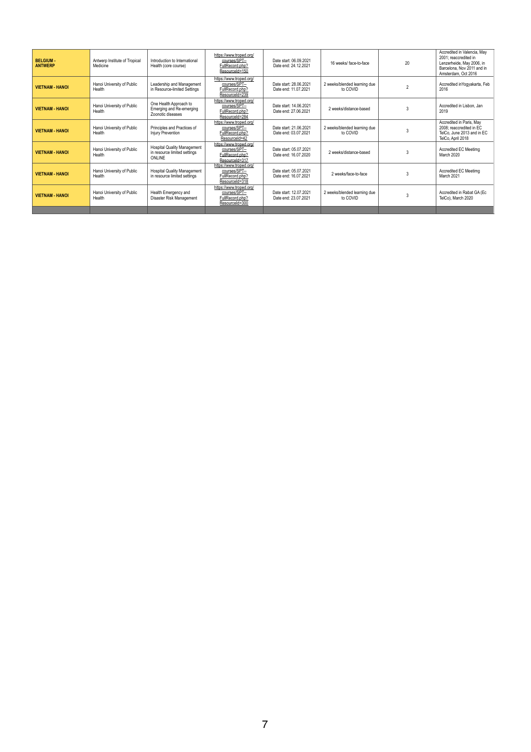| | | | | | | | |
|---|---|---|---|---|---|---|---|
| **BELGIUM - ANTWERP** | Antwerp Institute of Tropical Medicine | Introduction to International Health (core course) | https://www.troped.org/courses/SPT--FullRecord.php?ResourceId=150 | Date start: 06.09.2021 Date end: 24.12.2021 | 16 weeks/ face-to-face | 20 | Accredited in Valencia, May 2001; reaccredited in Lenzerheide, May 2006, in Barcelona, Nov 2011 and in Amsterdam, Oct 2016 |
| **VIETNAM - HANOI** | Hanoi University of Public Health | Leadership and Management in Resource-limited Settings | https://www.troped.org/courses/SPT--FullRecord.php?ResourceId=239 | Date start: 28.06.2021 Date end: 11.07.2021 | 2 weeks/blended learning due to COVID | 2 | Accredited inYogyakarta, Feb 2016 |
| **VIETNAM - HANOI** | Hanoi University of Public Health | One Health Approach to Emerging and Re-emerging Zoonotic diseases | https://www.troped.org/courses/SPT--FullRecord.php?ResourceId=284 | Date start: 14.06.2021 Date end: 27.06.2021 | 2 weeks/distance-based | 3 | Accredited in Lisbon, Jan 2019 |
| **VIETNAM - HANOI** | Hanoi University of Public Health | Principles and Practices of Injury Prevention | https://www.troped.org/courses/SPT--FullRecord.php?ResourceId=42 | Date start: 21.06.2021 Date end: 03.07.2021 | 2 weeks/blended learning due to COVID | 3 | Accredited in Paris, May 2008; reaccredited in EC TelCo, June 2013 and in EC TelCo, April 2018 |
| **VIETNAM - HANOI** | Hanoi University of Public Health | Hospital Quality Management in resource limited settings ONLINE | https://www.troped.org/courses/SPT--FullRecord.php?ResourceId=317 | Date start: 05.07.2021 Date end: 16.07.2020 | 2 weeks/distance-based | 3 | Accredited EC Meetimg March 2020 |
| **VIETNAM - HANOI** | Hanoi University of Public Health | Hospital Quality Management in resource limited settings | https://www.troped.org/courses/SPT--FullRecord.php?ResourceId=318 | Date start: 05.07.2021 Date end: 16.07.2021 | 2 weeks/face-to-face | 3 | Accredited EC Meetimg March 2021 |
| **VIETNAM - HANOI** | Hanoi University of Public Health | Health Emergency and Disaster Risk Management | https://www.troped.org/courses/SPT--FullRecord.php?ResourceId=300 | Date start: 12.07.2021 Date end: 23.07.2021 | 2 weeks/blended learning due to COVID | 3 | Accredited in Rabat GA (Ec TelCo), March 2020 |
| | | | | | | | |